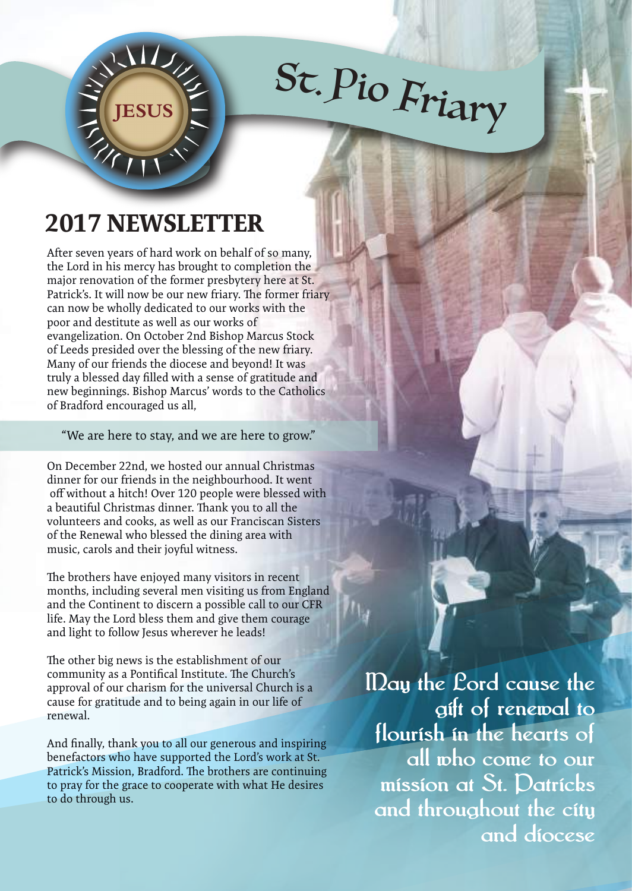JESUS

# St. Pio Friary

## 2017 NEWSLETTER

After seven years of hard work on behalf of so many, the Lord in his mercy has brought to completion the major renovation of the former presbytery here at St. Patrick's. It will now be our new friary. The former friary can now be wholly dedicated to our works with the poor and destitute as well as our works of evangelization. On October 2nd Bishop Marcus Stock of Leeds presided over the blessing of the new friary. Many of our friends the diocese and beyond! It was truly a blessed day filled with a sense of gratitude and new beginnings. Bishop Marcus' words to the Catholics of Bradford encouraged us all,

"We are here to stay, and we are here to grow."

On December 22nd, we hosted our annual Christmas dinner for our friends in the neighbourhood. It went off without a hitch! Over 120 people were blessed with a beautiful Christmas dinner. Thank you to all the volunteers and cooks, as well as our Franciscan Sisters of the Renewal who blessed the dining area with music, carols and their joyful witness.

The brothers have enjoyed many visitors in recent months, including several men visiting us from England and the Continent to discern a possible call to our CFR life. May the Lord bless them and give them courage and light to follow Jesus wherever he leads!

The other big news is the establishment of our community as a Pontifical Institute. The Church's approval of our charism for the universal Church is a cause for gratitude and to being again in our life of renewal.

And finally, thank you to all our generous and inspiring benefactors who have supported the Lord's work at St. Patrick's Mission, Bradford. The brothers are continuing to pray for the grace to cooperate with what He desires to do through us.

May the Lord cause the gift of renewal to flourish in the hearts of all who come to our mission at St. Patricks and throughout the city and diocese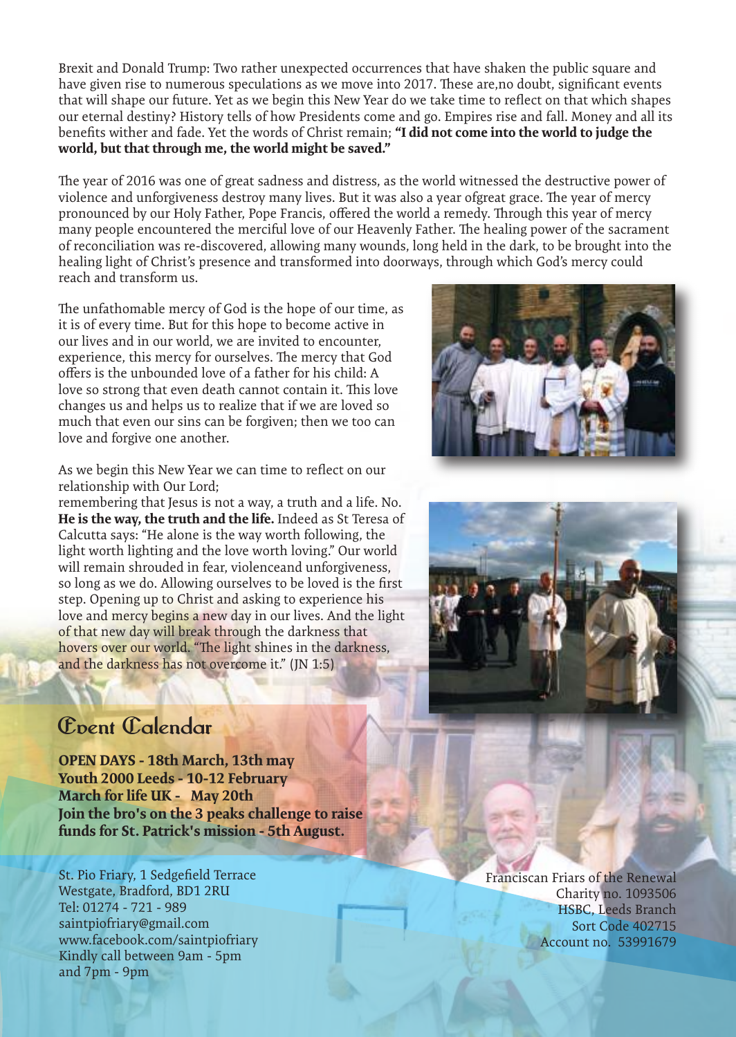Brexit and Donald Trump: Two rather unexpected occurrences that have shaken the public square and have given rise to numerous speculations as we move into 2017. These are,no doubt, significant events that will shape our future. Yet as we begin this New Year do we take time to reflect on that which shapes our eternal destiny? History tells of how Presidents come and go. Empires rise and fall. Money and all its benefits wither and fade. Yet the words of Christ remain; **"I did not come into the world to judge the world, but that through me, the world might be saved."**

The year of 2016 was one of great sadness and distress, as the world witnessed the destructive power of violence and unforgiveness destroy many lives. But it was also a year ofgreat grace. The year of mercy pronounced by our Holy Father, Pope Francis, offered the world a remedy. Through this year of mercy many people encountered the merciful love of our Heavenly Father. The healing power of the sacrament of reconciliation was re-discovered, allowing many wounds, long held in the dark, to be brought into the healing light of Christ's presence and transformed into doorways, through which God's mercy could reach and transform us.

The unfathomable mercy of God is the hope of our time, as it is of every time. But for this hope to become active in our lives and in our world, we are invited to encounter, experience, this mercy for ourselves. The mercy that God offers is the unbounded love of a father for his child: A love so strong that even death cannot contain it. This love changes us and helps us to realize that if we are loved so much that even our sins can be forgiven; then we too can love and forgive one another.

As we begin this New Year we can time to reflect on our relationship with Our Lord;
remembering that Jesus is not a way, a truth and a life. No. **He is the way, the truth and the life.** Indeed as St Teresa of Calcutta says: "He alone is the way worth following, the light worth lighting and the love worth loving." Our world will remain shrouded in fear, violenceand unforgiveness, so long as we do. Allowing ourselves to be loved is the first step. Opening up to Christ and asking to experience his love and mercy begins a new day in our lives. And the light of that new day will break through the darkness that hovers over our world. "The light shines in the darkness, and the darkness has not overcome it." (JN 1:5)

## Event Calendar

**OPEN DAYS - 18th March, 13th may**
**Youth 2000 Leeds - 10-12 February**
**March for life UK - May 20th**
**Join the bro's on the 3 peaks challenge to raise funds for St. Patrick's mission - 5th August.**

St. Pio Friary, 1 Sedgefield Terrace
Westgate, Bradford, BD1 2RU
Tel: 01274 - 721 - 989
saintpiofriary@gmail.com
www.facebook.com/saintpiofriary
Kindly call between 9am - 5pm
and 7pm - 9pm

Franciscan Friars of the Renewal
Charity no. 1093506
HSBC, Leeds Branch
Sort Code 402715
Account no. 53991679